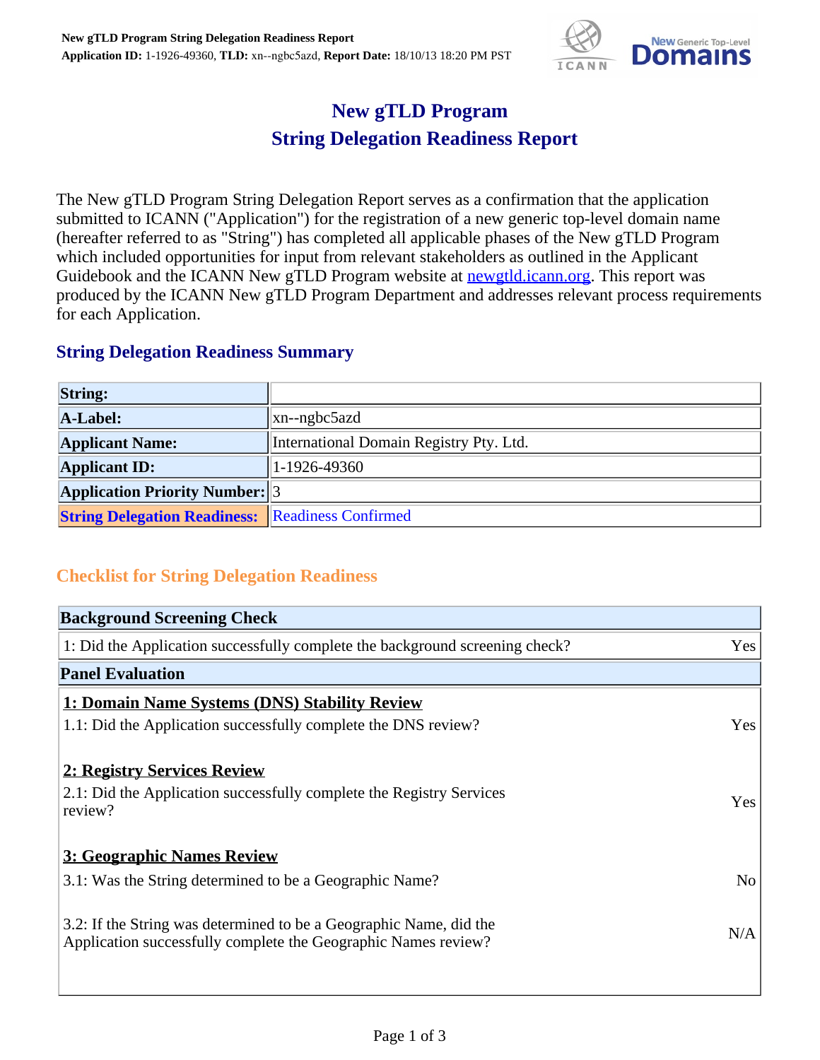# New gTLD Program
# String Delegation Readiness Report

The New gTLD Program String Delegation Report serves as a confirmation that the application submitted to ICANN ("Application") for the registration of a new generic top-level domain name (hereafter referred to as "String") has completed all applicable phases of the New gTLD Program which included opportunities for input from relevant stakeholders as outlined in the Applicant Guidebook and the ICANN New gTLD Program website at newgtld.icann.org. This report was produced by the ICANN New gTLD Program Department and addresses relevant process requirements for each Application.

## String Delegation Readiness Summary

| | |
|---|---|
| **String:** | |
| **A-Label:** | xn--ngbc5azd |
| **Applicant Name:** | International Domain Registry Pty. Ltd. |
| **Applicant ID:** | 1-1926-49360 |
| **Application Priority Number:** | 3 |
| **String Delegation Readiness:** | Readiness Confirmed |

## Checklist for String Delegation Readiness

| | |
|---|---|
| **Background Screening Check** | |
| 1: Did the Application successfully complete the background screening check? | Yes |
| **Panel Evaluation** | |
| **1: Domain Name Systems (DNS) Stability Review** | |
| 1.1: Did the Application successfully complete the DNS review? | Yes |
| **2: Registry Services Review** | |
| 2.1: Did the Application successfully complete the Registry Services review? | Yes |
| **3: Geographic Names Review** | |
| 3.1: Was the String determined to be a Geographic Name? | No |
| 3.2: If the String was determined to be a Geographic Name, did the Application successfully complete the Geographic Names review? | N/A |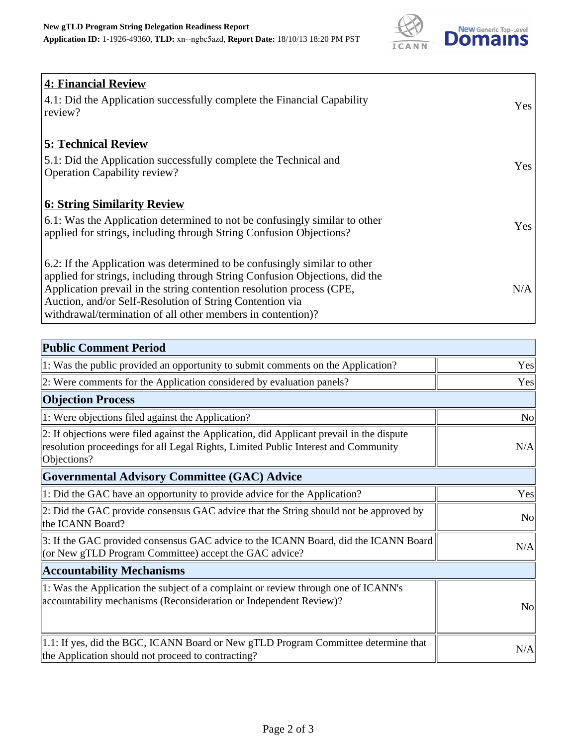| | |
|---|---|
| **4: Financial Review** | |
| 4.1: Did the Application successfully complete the Financial Capability review? | Yes |
| **5: Technical Review** | |
| 5.1: Did the Application successfully complete the Technical and Operation Capability review? | Yes |
| **6: String Similarity Review** | |
| 6.1: Was the Application determined to not be confusingly similar to other applied for strings, including through String Confusion Objections? | Yes |
| 6.2: If the Application was determined to be confusingly similar to other applied for strings, including through String Confusion Objections, did the Application prevail in the string contention resolution process (CPE, Auction, and/or Self-Resolution of String Contention via withdrawal/termination of all other members in contention)? | N/A |

| | |
|---|---|
| **Public Comment Period** | |
| 1: Was the public provided an opportunity to submit comments on the Application? | Yes |
| 2: Were comments for the Application considered by evaluation panels? | Yes |
| **Objection Process** | |
| 1: Were objections filed against the Application? | No |
| 2: If objections were filed against the Application, did Applicant prevail in the dispute resolution proceedings for all Legal Rights, Limited Public Interest and Community Objections? | N/A |
| **Governmental Advisory Committee (GAC) Advice** | |
| 1: Did the GAC have an opportunity to provide advice for the Application? | Yes |
| 2: Did the GAC provide consensus GAC advice that the String should not be approved by the ICANN Board? | No |
| 3: If the GAC provided consensus GAC advice to the ICANN Board, did the ICANN Board (or New gTLD Program Committee) accept the GAC advice? | N/A |
| **Accountability Mechanisms** | |
| 1: Was the Application the subject of a complaint or review through one of ICANN's accountability mechanisms (Reconsideration or Independent Review)? | No |
| 1.1: If yes, did the BGC, ICANN Board or New gTLD Program Committee determine that the Application should not proceed to contracting? | N/A |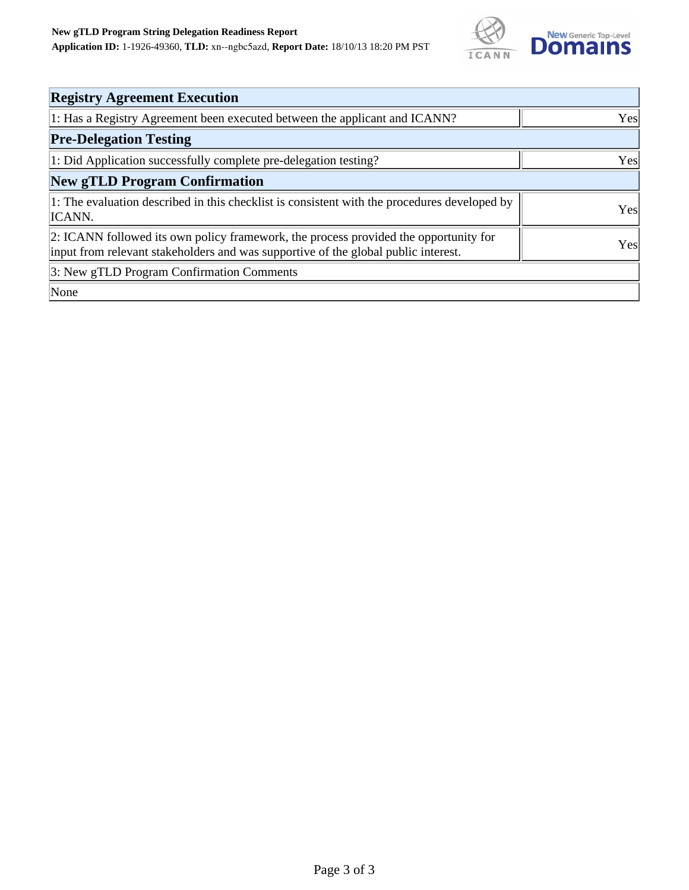| Registry Agreement Execution | |
|---|---|
| 1: Has a Registry Agreement been executed between the applicant and ICANN? | Yes |

| Pre-Delegation Testing | |
|---|---|
| 1: Did Application successfully complete pre-delegation testing? | Yes |

| New gTLD Program Confirmation | |
|---|---|
| 1: The evaluation described in this checklist is consistent with the procedures developed by ICANN. | Yes |
| 2: ICANN followed its own policy framework, the process provided the opportunity for input from relevant stakeholders and was supportive of the global public interest. | Yes |
| 3: New gTLD Program Confirmation Comments | |
| None | |